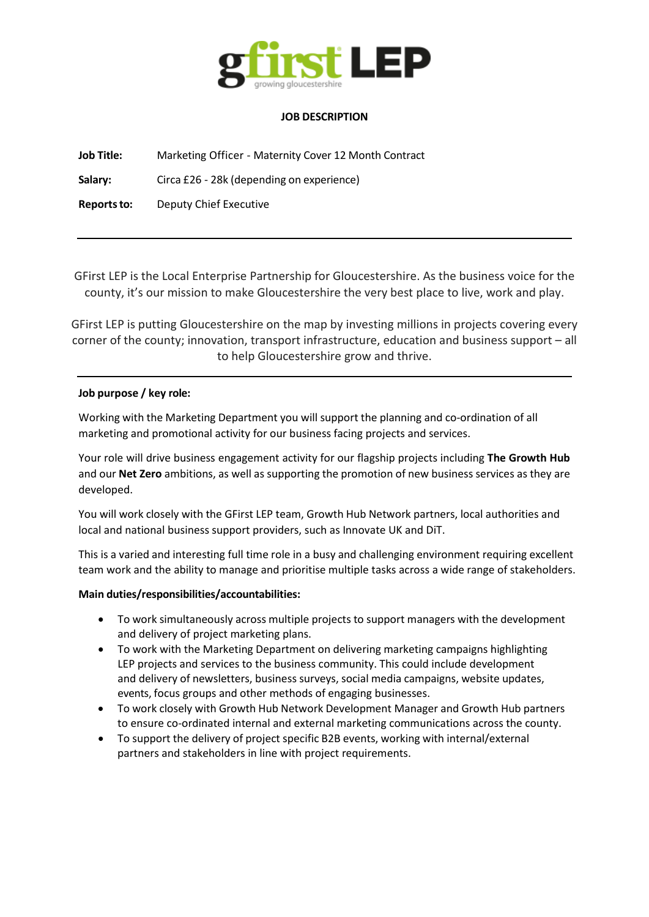gfirst LEP
growing gloucestershire

## JOB DESCRIPTION

**Job Title:** Marketing Officer - Maternity Cover 12 Month Contract

**Salary:** Circa £26 - 28k (depending on experience)

**Reports to:** Deputy Chief Executive

---

GFirst LEP is the Local Enterprise Partnership for Gloucestershire. As the business voice for the county, it's our mission to make Gloucestershire the very best place to live, work and play.

GFirst LEP is putting Gloucestershire on the map by investing millions in projects covering every corner of the county; innovation, transport infrastructure, education and business support – all to help Gloucestershire grow and thrive.

---

**Job purpose / key role:**

Working with the Marketing Department you will support the planning and co-ordination of all marketing and promotional activity for our business facing projects and services.

Your role will drive business engagement activity for our flagship projects including **The Growth Hub** and our **Net Zero** ambitions, as well as supporting the promotion of new business services as they are developed.

You will work closely with the GFirst LEP team, Growth Hub Network partners, local authorities and local and national business support providers, such as Innovate UK and DiT.

This is a varied and interesting full time role in a busy and challenging environment requiring excellent team work and the ability to manage and prioritise multiple tasks across a wide range of stakeholders.

**Main duties/responsibilities/accountabilities:**

- To work simultaneously across multiple projects to support managers with the development and delivery of project marketing plans.
- To work with the Marketing Department on delivering marketing campaigns highlighting LEP projects and services to the business community. This could include development and delivery of newsletters, business surveys, social media campaigns, website updates, events, focus groups and other methods of engaging businesses.
- To work closely with Growth Hub Network Development Manager and Growth Hub partners to ensure co-ordinated internal and external marketing communications across the county.
- To support the delivery of project specific B2B events, working with internal/external partners and stakeholders in line with project requirements.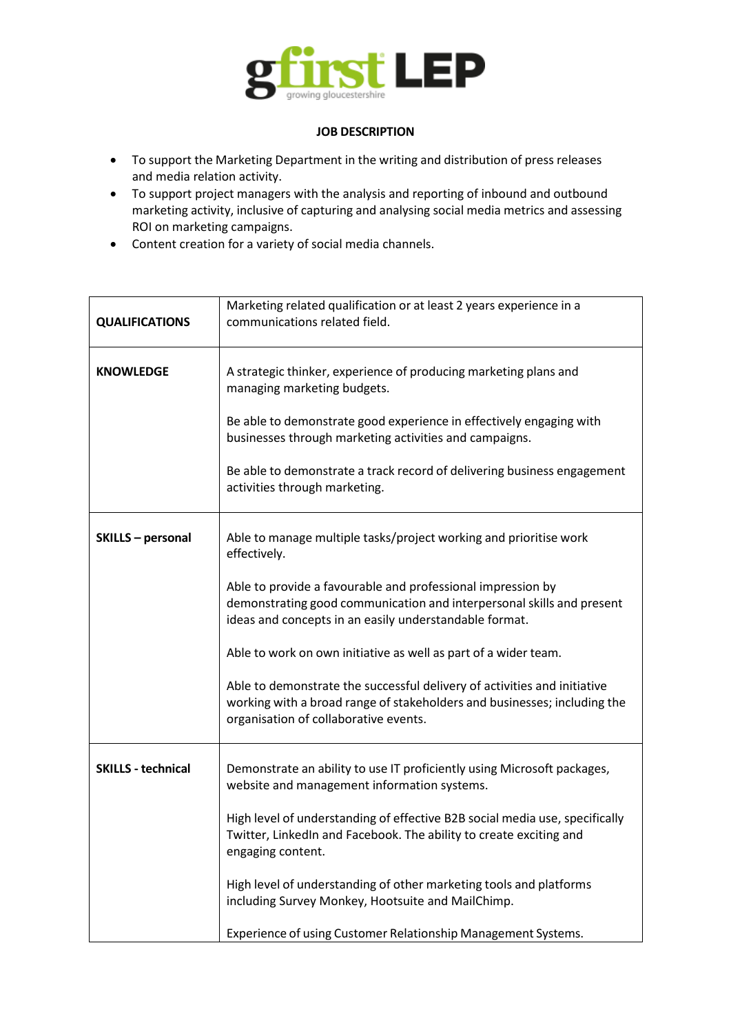gfirst LEP
growing gloucestershire

**JOB DESCRIPTION**

- To support the Marketing Department in the writing and distribution of press releases and media relation activity.
- To support project managers with the analysis and reporting of inbound and outbound marketing activity, inclusive of capturing and analysing social media metrics and assessing ROI on marketing campaigns.
- Content creation for a variety of social media channels.

| | |
|---|---|
| **QUALIFICATIONS** | Marketing related qualification or at least 2 years experience in a communications related field. |
| **KNOWLEDGE** | A strategic thinker, experience of producing marketing plans and managing marketing budgets.<br><br>Be able to demonstrate good experience in effectively engaging with businesses through marketing activities and campaigns.<br><br>Be able to demonstrate a track record of delivering business engagement activities through marketing. |
| **SKILLS – personal** | Able to manage multiple tasks/project working and prioritise work effectively.<br><br>Able to provide a favourable and professional impression by demonstrating good communication and interpersonal skills and present ideas and concepts in an easily understandable format.<br><br>Able to work on own initiative as well as part of a wider team.<br><br>Able to demonstrate the successful delivery of activities and initiative working with a broad range of stakeholders and businesses; including the organisation of collaborative events. |
| **SKILLS - technical** | Demonstrate an ability to use IT proficiently using Microsoft packages, website and management information systems.<br><br>High level of understanding of effective B2B social media use, specifically Twitter, LinkedIn and Facebook. The ability to create exciting and engaging content.<br><br>High level of understanding of other marketing tools and platforms including Survey Monkey, Hootsuite and MailChimp.<br><br>Experience of using Customer Relationship Management Systems. |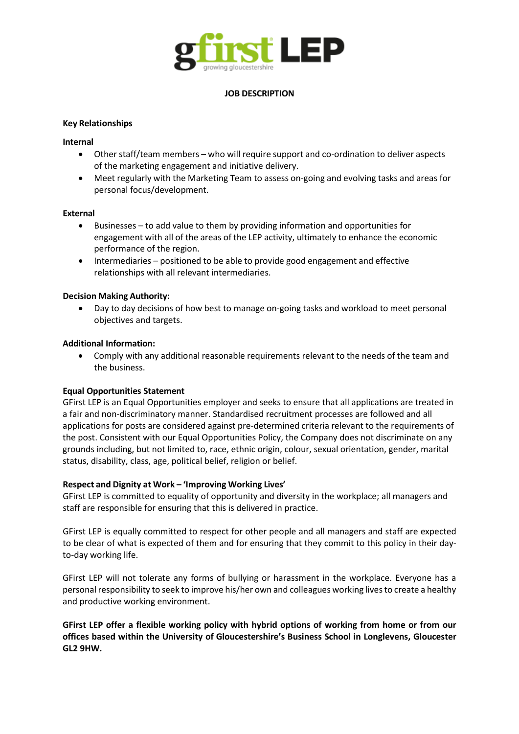**JOB DESCRIPTION**

**Key Relationships**

**Internal**

- Other staff/team members – who will require support and co-ordination to deliver aspects of the marketing engagement and initiative delivery.
- Meet regularly with the Marketing Team to assess on-going and evolving tasks and areas for personal focus/development.

**External**

- Businesses – to add value to them by providing information and opportunities for engagement with all of the areas of the LEP activity, ultimately to enhance the economic performance of the region.
- Intermediaries – positioned to be able to provide good engagement and effective relationships with all relevant intermediaries.

**Decision Making Authority:**

- Day to day decisions of how best to manage on-going tasks and workload to meet personal objectives and targets.

**Additional Information:**

- Comply with any additional reasonable requirements relevant to the needs of the team and the business.

**Equal Opportunities Statement**

GFirst LEP is an Equal Opportunities employer and seeks to ensure that all applications are treated in a fair and non-discriminatory manner. Standardised recruitment processes are followed and all applications for posts are considered against pre-determined criteria relevant to the requirements of the post. Consistent with our Equal Opportunities Policy, the Company does not discriminate on any grounds including, but not limited to, race, ethnic origin, colour, sexual orientation, gender, marital status, disability, class, age, political belief, religion or belief.

**Respect and Dignity at Work – 'Improving Working Lives'**

GFirst LEP is committed to equality of opportunity and diversity in the workplace; all managers and staff are responsible for ensuring that this is delivered in practice.

GFirst LEP is equally committed to respect for other people and all managers and staff are expected to be clear of what is expected of them and for ensuring that they commit to this policy in their day-to-day working life.

GFirst LEP will not tolerate any forms of bullying or harassment in the workplace. Everyone has a personal responsibility to seek to improve his/her own and colleagues working lives to create a healthy and productive working environment.

**GFirst LEP offer a flexible working policy with hybrid options of working from home or from our offices based within the University of Gloucestershire's Business School in Longlevens, Gloucester GL2 9HW.**